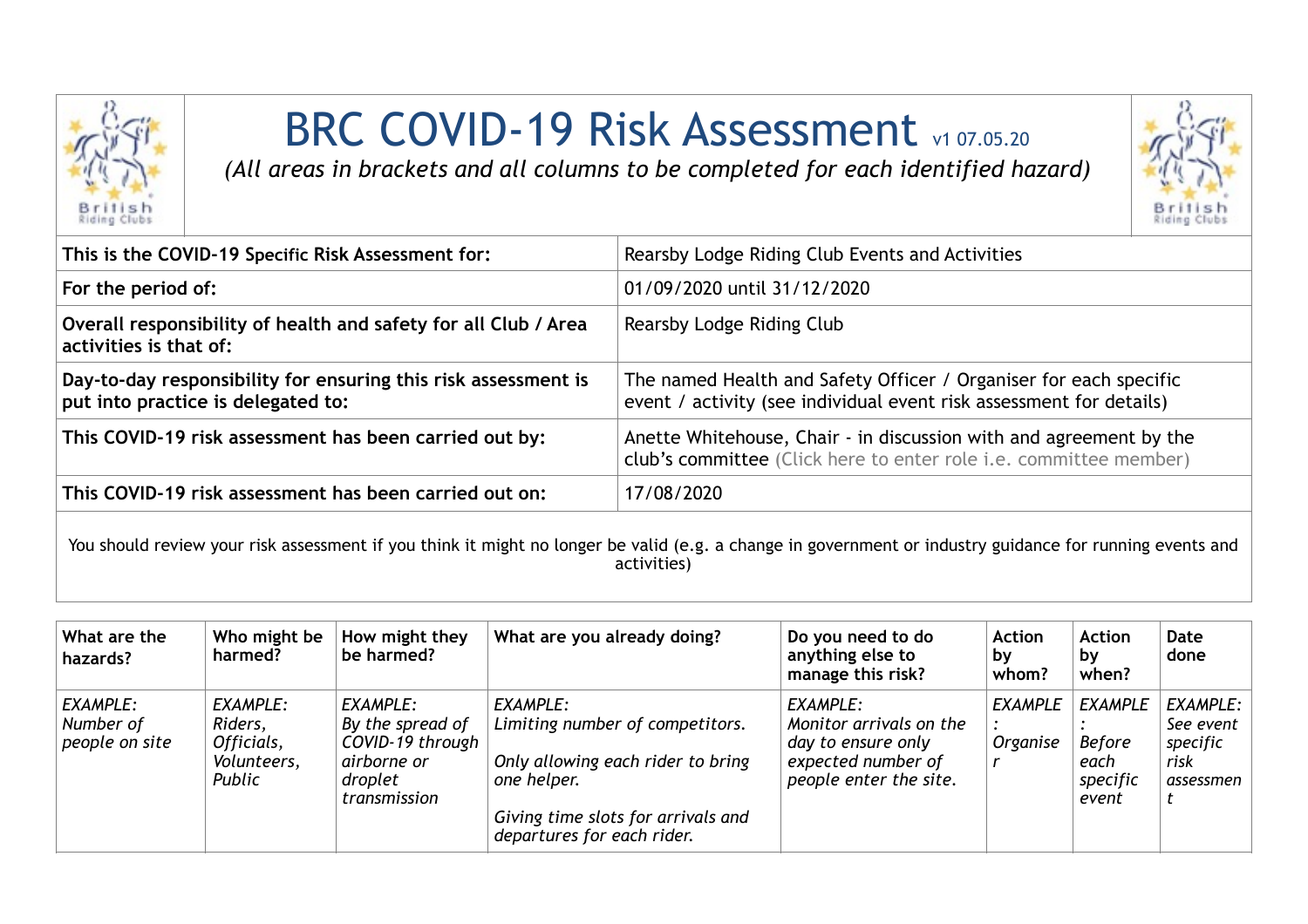# BRC COVID-19 Risk Assessment v1 07.05.20

*(All areas in brackets and all columns to be completed for each identified hazard)*

| | |
|---|---|
| **This is the COVID-19 Specific Risk Assessment for:** | Rearsby Lodge Riding Club Events and Activities |
| **For the period of:** | 01/09/2020 until 31/12/2020 |
| **Overall responsibility of health and safety for all Club / Area activities is that of:** | Rearsby Lodge Riding Club |
| **Day-to-day responsibility for ensuring this risk assessment is put into practice is delegated to:** | The named Health and Safety Officer / Organiser for each specific event / activity (see individual event risk assessment for details) |
| **This COVID-19 risk assessment has been carried out by:** | Anette Whitehouse, Chair - in discussion with and agreement by the club's committee (Click here to enter role i.e. committee member) |
| **This COVID-19 risk assessment has been carried out on:** | 17/08/2020 |

You should review your risk assessment if you think it might no longer be valid (e.g. a change in government or industry guidance for running events and activities)

| What are the hazards? | Who might be harmed? | How might they be harmed? | What are you already doing? | Do you need to do anything else to manage this risk? | Action by whom? | Action by when? | Date done |
|---|---|---|---|---|---|---|---|
| *EXAMPLE: Number of people on site* | *EXAMPLE: Riders, Officials, Volunteers, Public* | *EXAMPLE: By the spread of COVID-19 through airborne or droplet transmission* | *EXAMPLE: Limiting number of competitors.<br><br>Only allowing each rider to bring one helper.<br><br>Giving time slots for arrivals and departures for each rider.* | *EXAMPLE: Monitor arrivals on the day to ensure only expected number of people enter the site.* | *EXAMPLE: Organiser* | *EXAMPLE: Before each specific event* | *EXAMPLE: See event specific risk assessment* |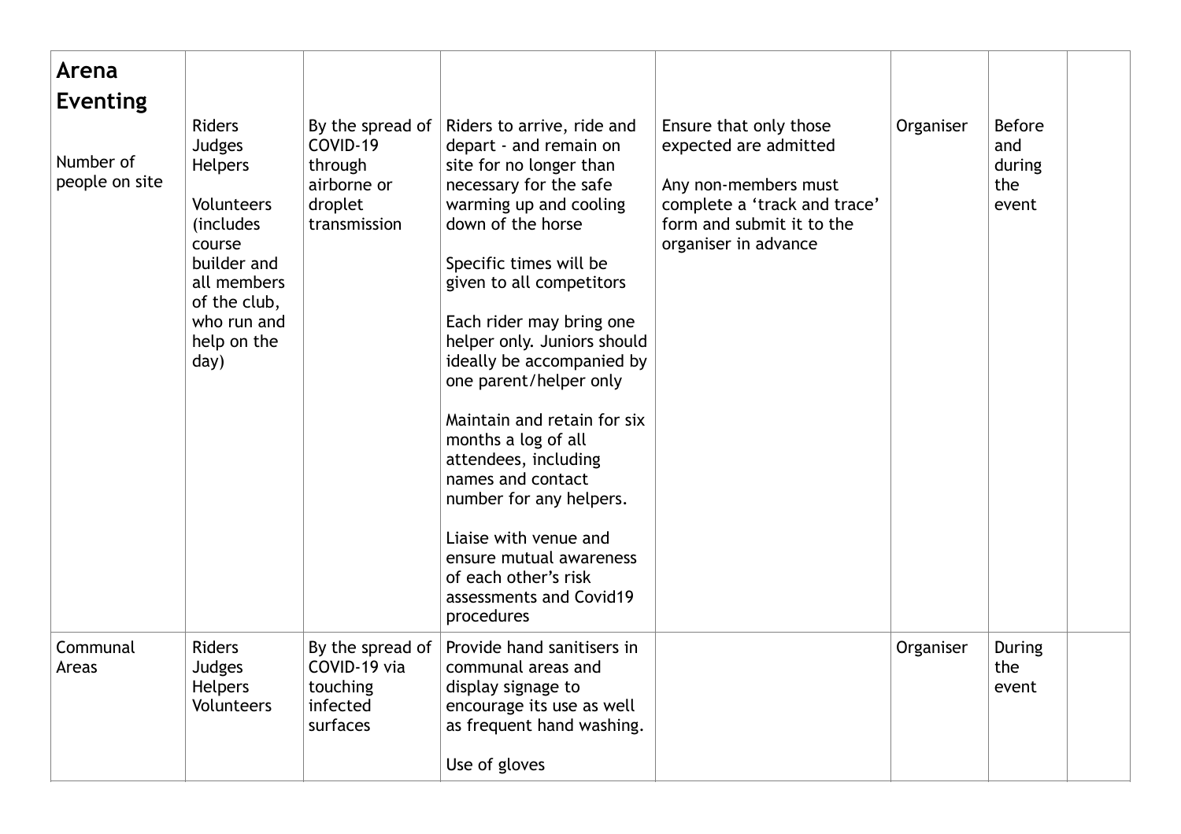| **Arena Eventing**<br><br>Number of people on site | Riders<br>Judges<br>Helpers<br><br>Volunteers (includes course builder and all members of the club, who run and help on the day) | By the spread of COVID-19 through airborne or droplet transmission | Riders to arrive, ride and depart - and remain on site for no longer than necessary for the safe warming up and cooling down of the horse<br><br>Specific times will be given to all competitors<br><br>Each rider may bring one helper only. Juniors should ideally be accompanied by one parent/helper only<br><br>Maintain and retain for six months a log of all attendees, including names and contact number for any helpers.<br><br>Liaise with venue and ensure mutual awareness of each other's risk assessments and Covid19 procedures | Ensure that only those expected are admitted<br><br>Any non-members must complete a 'track and trace' form and submit it to the organiser in advance | Organiser | Before and during the event | |
|---|---|---|---|---|---|---|---|
| Communal Areas | Riders<br>Judges<br>Helpers<br>Volunteers | By the spread of COVID-19 via touching infected surfaces | Provide hand sanitisers in communal areas and display signage to encourage its use as well as frequent hand washing.<br><br>Use of gloves | | Organiser | During the event | |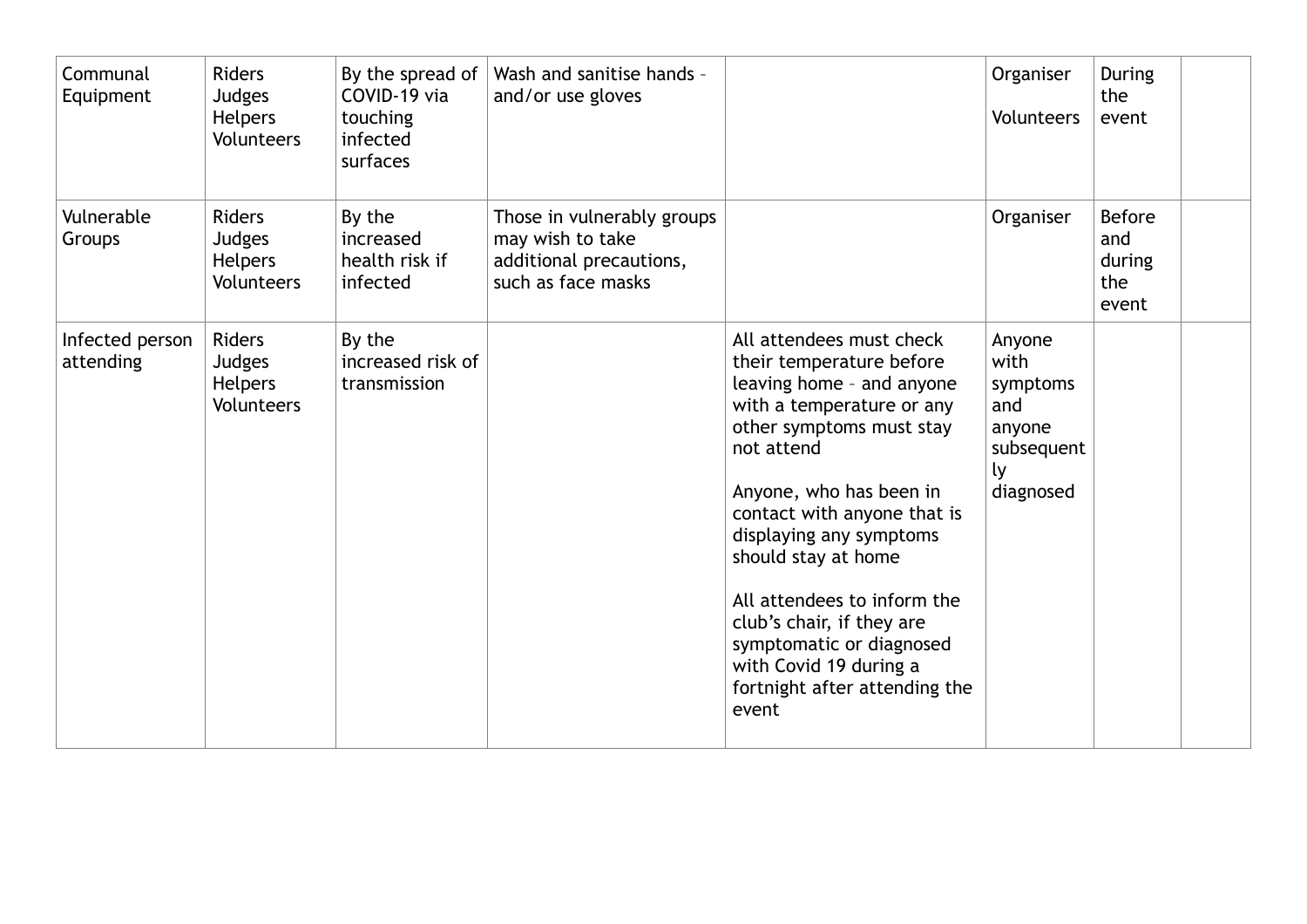| Communal Equipment | Riders<br>Judges<br>Helpers<br>Volunteers | By the spread of COVID-19 via touching infected surfaces | Wash and sanitise hands – and/or use gloves | | Organiser<br><br>Volunteers | During the event | |
|---|---|---|---|---|---|---|---|
| Vulnerable Groups | Riders<br>Judges<br>Helpers<br>Volunteers | By the increased health risk if infected | Those in vulnerably groups may wish to take additional precautions, such as face masks | | Organiser | Before and during the event | |
| Infected person attending | Riders<br>Judges<br>Helpers<br>Volunteers | By the increased risk of transmission | | All attendees must check their temperature before leaving home – and anyone with a temperature or any other symptoms must stay not attend<br><br>Anyone, who has been in contact with anyone that is displaying any symptoms should stay at home<br><br>All attendees to inform the club's chair, if they are symptomatic or diagnosed with Covid 19 during a fortnight after attending the event | Anyone with symptoms and anyone subsequently diagnosed | | |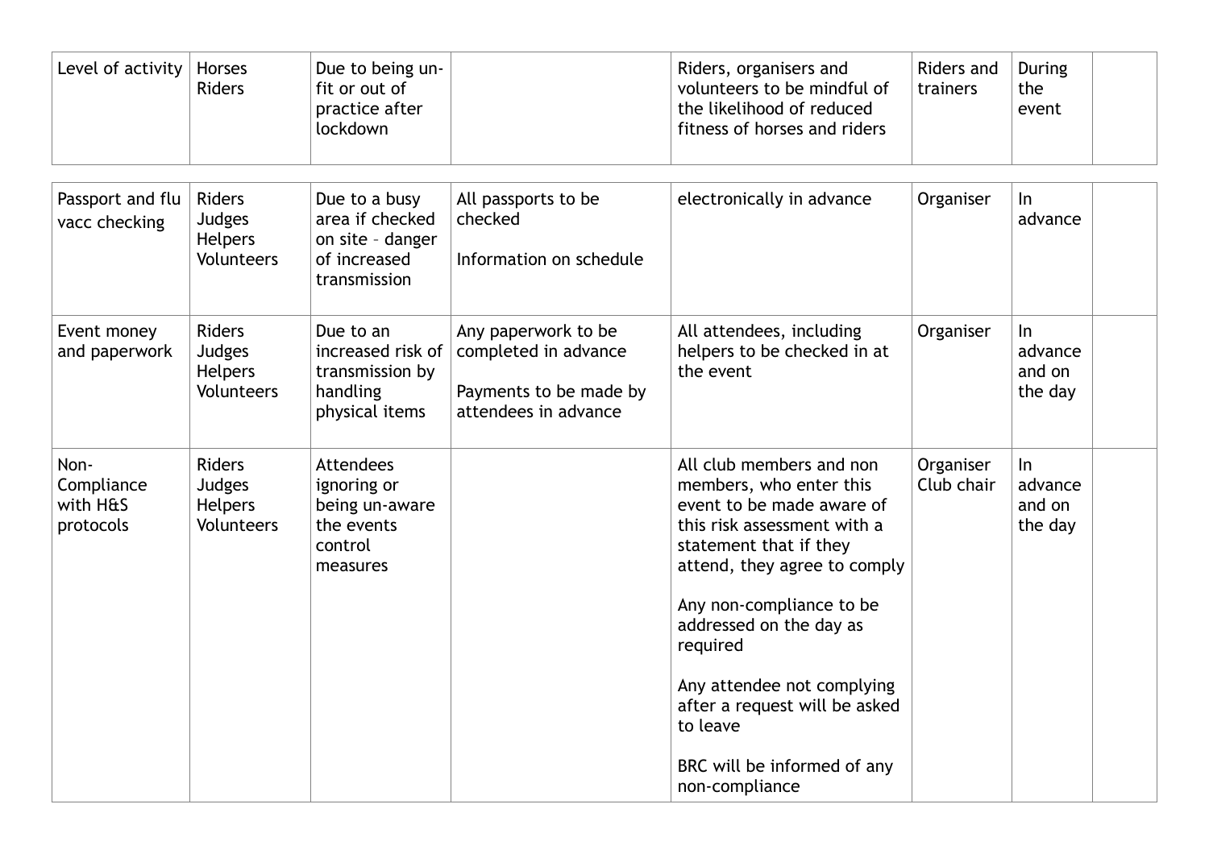| | | | | | | | |
|---|---|---|---|---|---|---|---|
| Level of activity | Horses<br>Riders | Due to being un-fit or out of practice after lockdown | | Riders, organisers and volunteers to be mindful of the likelihood of reduced fitness of horses and riders | Riders and trainers | During the event | |
| Passport and flu vacc checking | Riders<br>Judges<br>Helpers<br>Volunteers | Due to a busy area if checked on site – danger of increased transmission | All passports to be checked<br><br>Information on schedule | electronically in advance | Organiser | In advance | |
| Event money and paperwork | Riders<br>Judges<br>Helpers<br>Volunteers | Due to an increased risk of transmission by handling physical items | Any paperwork to be completed in advance<br><br>Payments to be made by attendees in advance | All attendees, including helpers to be checked in at the event | Organiser | In advance and on the day | |
| Non-Compliance with H&S protocols | Riders<br>Judges<br>Helpers<br>Volunteers | Attendees ignoring or being un-aware the events control measures | | All club members and non members, who enter this event to be made aware of this risk assessment with a statement that if they attend, they agree to comply<br><br>Any non-compliance to be addressed on the day as required<br><br>Any attendee not complying after a request will be asked to leave<br><br>BRC will be informed of any non-compliance | Organiser<br>Club chair | In advance and on the day | |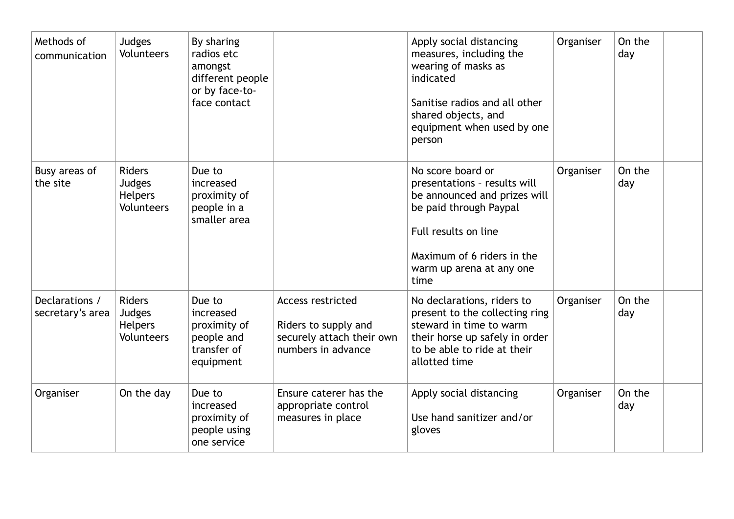| | | | | | | | |
|---|---|---|---|---|---|---|---|
| Methods of communication | Judges<br>Volunteers | By sharing radios etc amongst different people or by face-to-face contact | | Apply social distancing measures, including the wearing of masks as indicated<br><br>Sanitise radios and all other shared objects, and equipment when used by one person | Organiser | On the day | |
| Busy areas of the site | Riders<br>Judges<br>Helpers<br>Volunteers | Due to increased proximity of people in a smaller area | | No score board or presentations – results will be announced and prizes will be paid through Paypal<br><br>Full results on line<br><br>Maximum of 6 riders in the warm up arena at any one time | Organiser | On the day | |
| Declarations / secretary's area | Riders<br>Judges<br>Helpers<br>Volunteers | Due to increased proximity of people and transfer of equipment | Access restricted<br><br>Riders to supply and securely attach their own numbers in advance | No declarations, riders to present to the collecting ring steward in time to warm their horse up safely in order to be able to ride at their allotted time | Organiser | On the day | |
| Organiser | On the day | Due to increased proximity of people using one service | Ensure caterer has the appropriate control measures in place | Apply social distancing<br><br>Use hand sanitizer and/or gloves | Organiser | On the day | |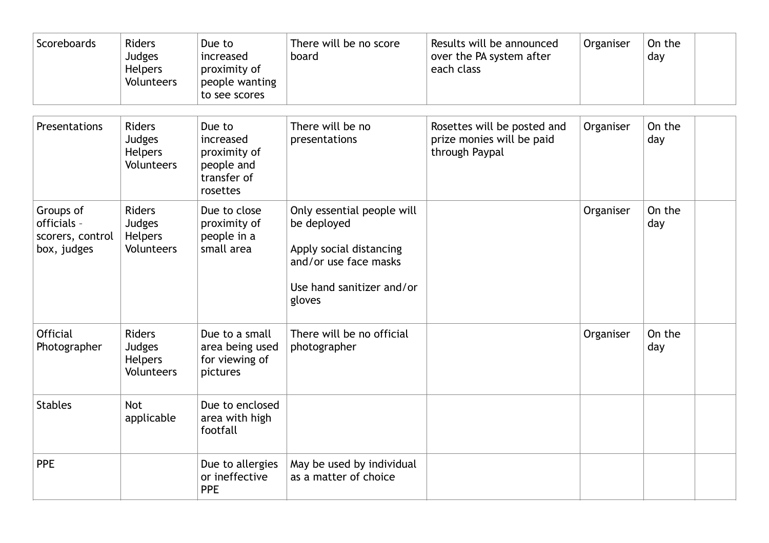| | | | | | | | |
|---|---|---|---|---|---|---|---|
| Scoreboards | Riders<br>Judges<br>Helpers<br>Volunteers | Due to increased proximity of people wanting to see scores | There will be no score board | Results will be announced over the PA system after each class | Organiser | On the day | |
| Presentations | Riders<br>Judges<br>Helpers<br>Volunteers | Due to increased proximity of people and transfer of rosettes | There will be no presentations | Rosettes will be posted and prize monies will be paid through Paypal | Organiser | On the day | |
| Groups of officials – scorers, control box, judges | Riders<br>Judges<br>Helpers<br>Volunteers | Due to close proximity of people in a small area | Only essential people will be deployed<br><br>Apply social distancing and/or use face masks<br><br>Use hand sanitizer and/or gloves | | Organiser | On the day | |
| Official Photographer | Riders<br>Judges<br>Helpers<br>Volunteers | Due to a small area being used for viewing of pictures | There will be no official photographer | | Organiser | On the day | |
| Stables | Not applicable | Due to enclosed area with high footfall | | | | | |
| PPE | | Due to allergies or ineffective PPE | May be used by individual as a matter of choice | | | | |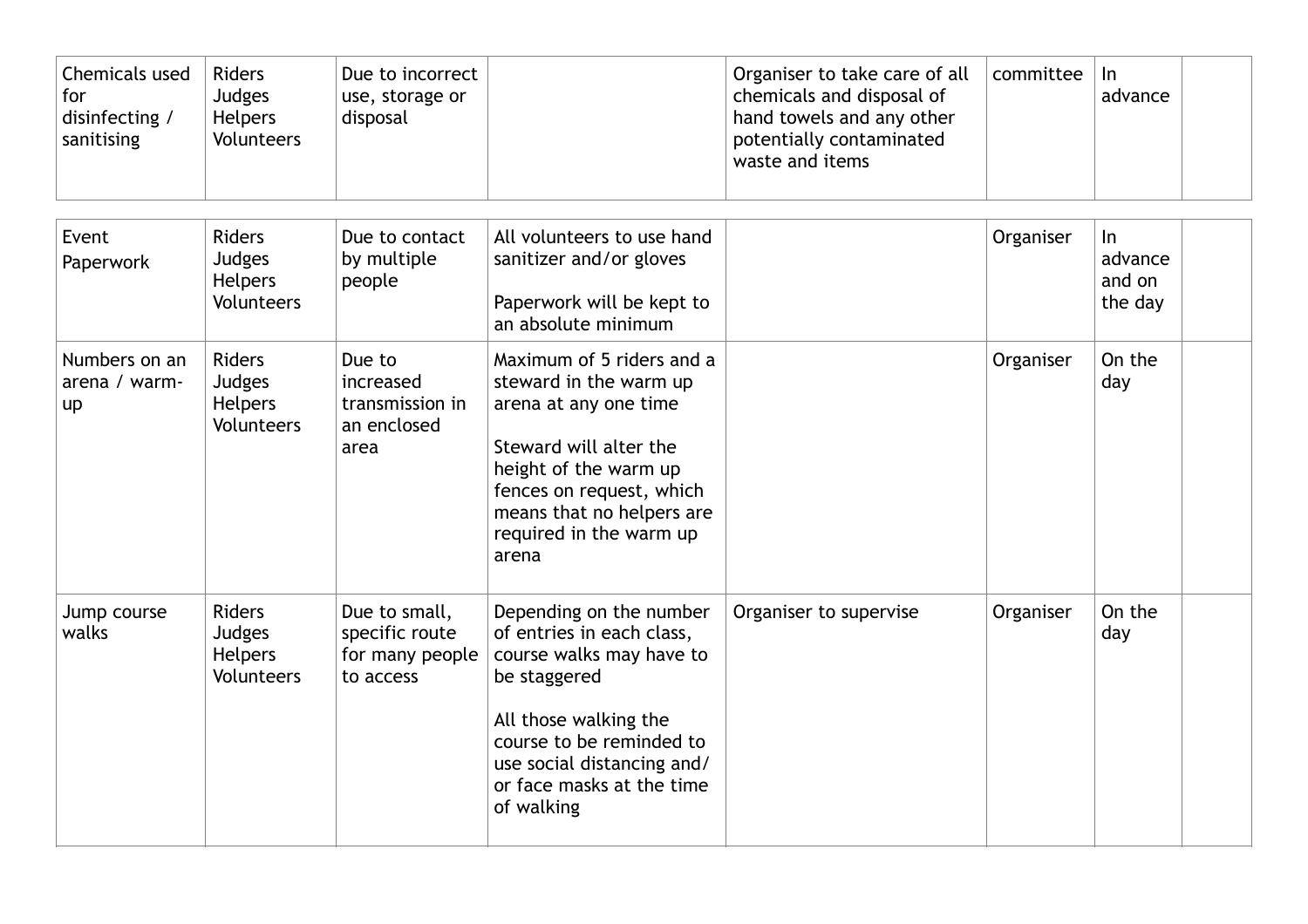| | | | | | | | |
|---|---|---|---|---|---|---|---|
| Chemicals used for disinfecting / sanitising | Riders<br>Judges<br>Helpers<br>Volunteers | Due to incorrect use, storage or disposal | | Organiser to take care of all chemicals and disposal of hand towels and any other potentially contaminated waste and items | committee | In advance | |
| Event Paperwork | Riders<br>Judges<br>Helpers<br>Volunteers | Due to contact by multiple people | All volunteers to use hand sanitizer and/or gloves<br><br>Paperwork will be kept to an absolute minimum | | Organiser | In advance and on the day | |
| Numbers on an arena / warm-up | Riders<br>Judges<br>Helpers<br>Volunteers | Due to increased transmission in an enclosed area | Maximum of 5 riders and a steward in the warm up arena at any one time<br><br>Steward will alter the height of the warm up fences on request, which means that no helpers are required in the warm up arena | | Organiser | On the day | |
| Jump course walks | Riders<br>Judges<br>Helpers<br>Volunteers | Due to small, specific route for many people to access | Depending on the number of entries in each class, course walks may have to be staggered<br><br>All those walking the course to be reminded to use social distancing and/or face masks at the time of walking | Organiser to supervise | Organiser | On the day | |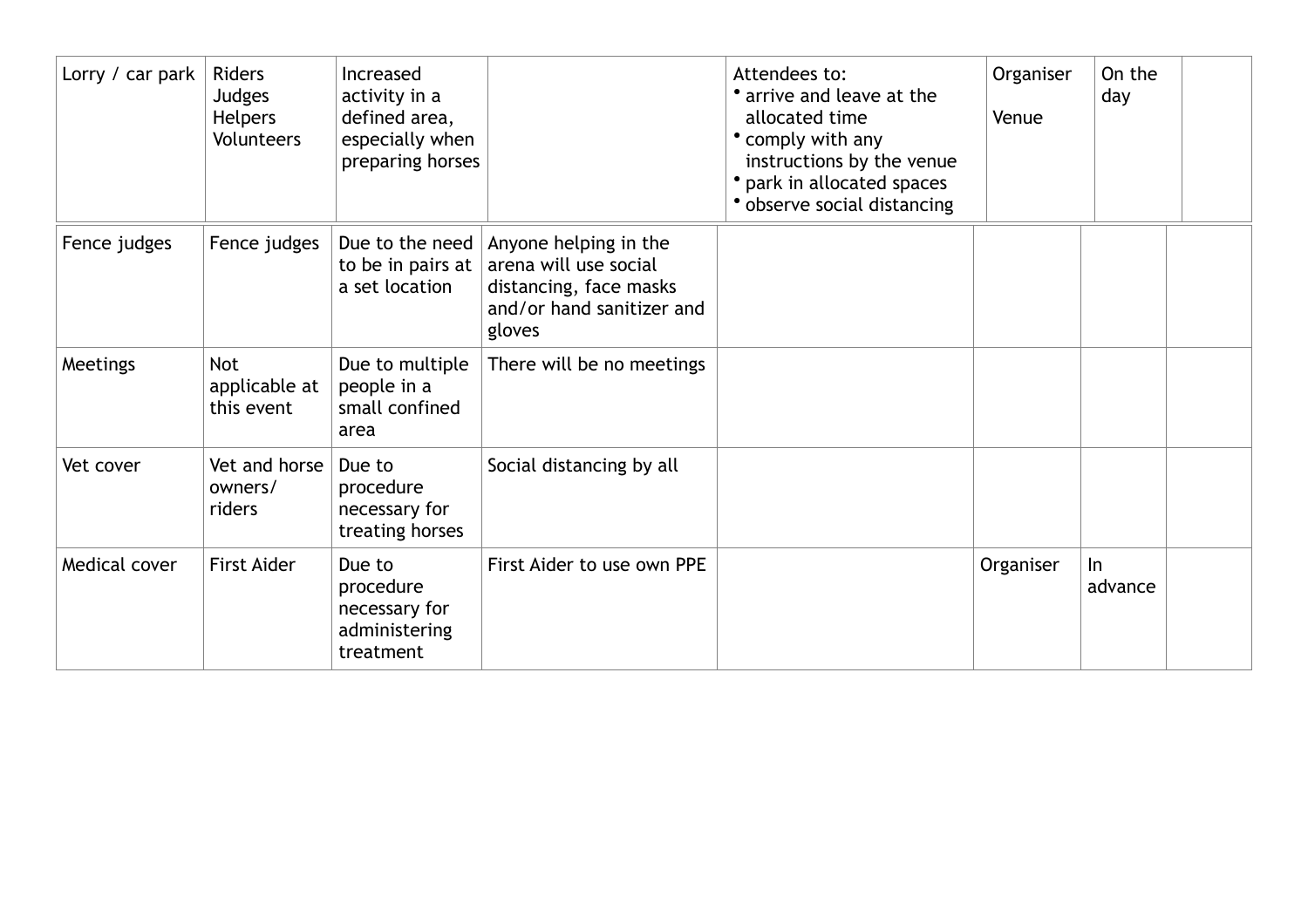| | | | | | | | |
|---|---|---|---|---|---|---|---|
| Lorry / car park | Riders<br>Judges<br>Helpers<br>Volunteers | Increased activity in a defined area, especially when preparing horses | | Attendees to:<br>• arrive and leave at the allocated time<br>• comply with any instructions by the venue<br>• park in allocated spaces<br>• observe social distancing | Organiser<br><br>Venue | On the day | |
| Fence judges | Fence judges | Due to the need to be in pairs at a set location | Anyone helping in the arena will use social distancing, face masks and/or hand sanitizer and gloves | | | | |
| Meetings | Not applicable at this event | Due to multiple people in a small confined area | There will be no meetings | | | | |
| Vet cover | Vet and horse owners/ riders | Due to procedure necessary for treating horses | Social distancing by all | | | | |
| Medical cover | First Aider | Due to procedure necessary for administering treatment | First Aider to use own PPE | | Organiser | In advance | |